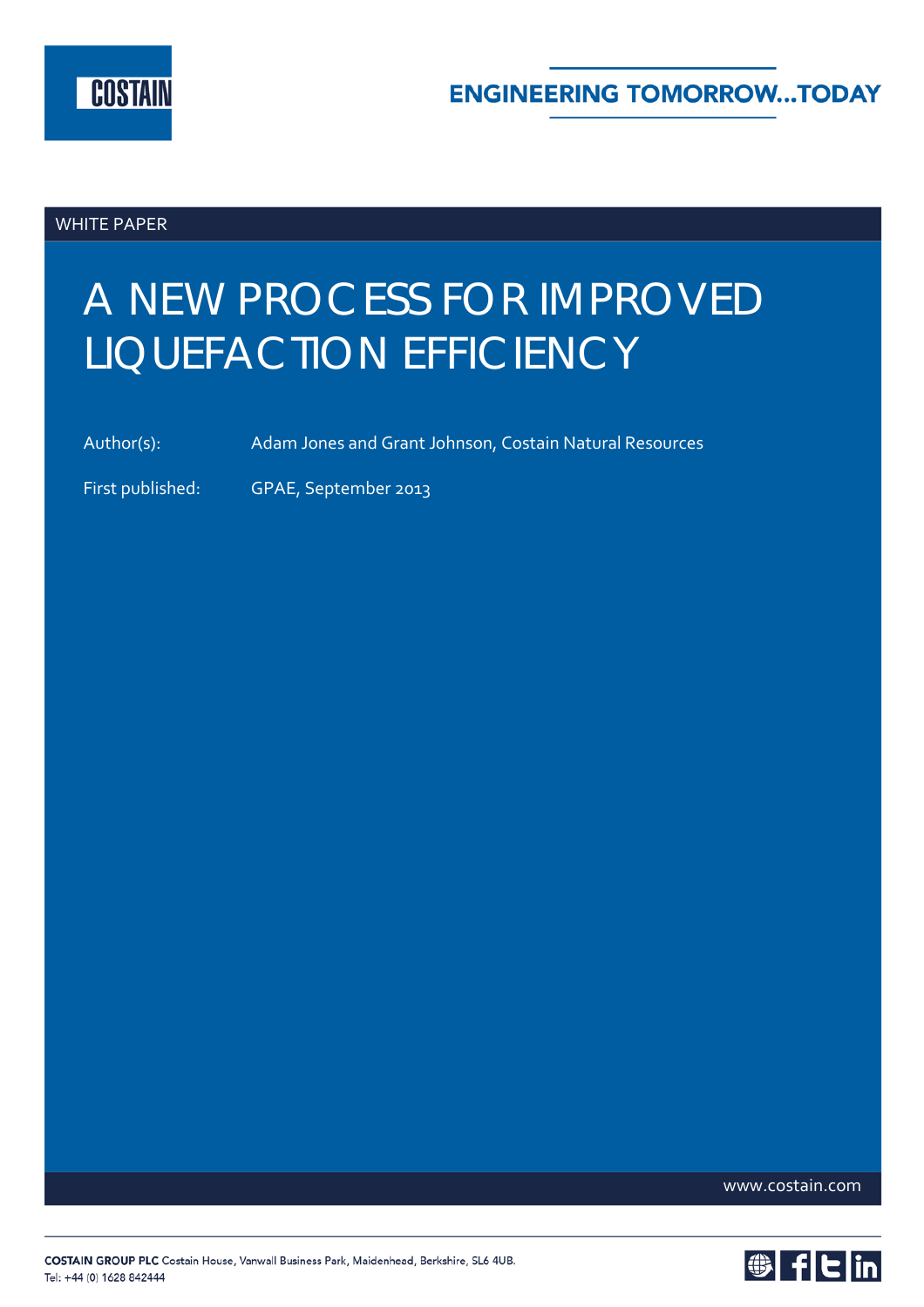COSTAIN

ENGINEERING TOMORROW...TODAY

WHITE PAPER

# A NEW PROCESS FOR IMPROVED LIQUEFACTION EFFICIENCY

Author(s): Adam Jones and Grant Johnson, Costain Natural Resources

First published: GPAE, September 2013

www.costain.com

**COSTAIN GROUP PLC** Costain House, Vanwall Business Park, Maidenhead, Berkshire, SL6 4UB.
Tel: +44 (0) 1628 842444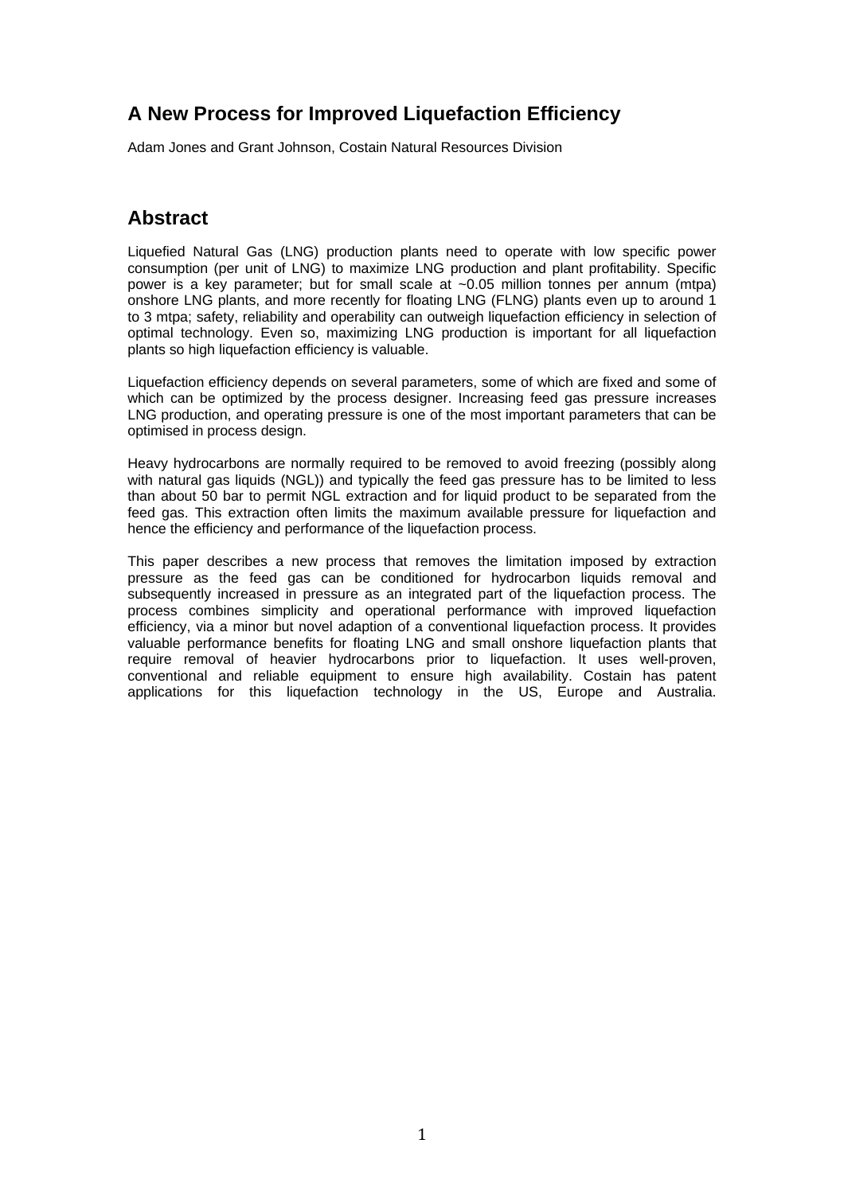# A New Process for Improved Liquefaction Efficiency

Adam Jones and Grant Johnson, Costain Natural Resources Division

## Abstract

Liquefied Natural Gas (LNG) production plants need to operate with low specific power consumption (per unit of LNG) to maximize LNG production and plant profitability. Specific power is a key parameter; but for small scale at ~0.05 million tonnes per annum (mtpa) onshore LNG plants, and more recently for floating LNG (FLNG) plants even up to around 1 to 3 mtpa; safety, reliability and operability can outweigh liquefaction efficiency in selection of optimal technology. Even so, maximizing LNG production is important for all liquefaction plants so high liquefaction efficiency is valuable.

Liquefaction efficiency depends on several parameters, some of which are fixed and some of which can be optimized by the process designer. Increasing feed gas pressure increases LNG production, and operating pressure is one of the most important parameters that can be optimised in process design.

Heavy hydrocarbons are normally required to be removed to avoid freezing (possibly along with natural gas liquids (NGL)) and typically the feed gas pressure has to be limited to less than about 50 bar to permit NGL extraction and for liquid product to be separated from the feed gas. This extraction often limits the maximum available pressure for liquefaction and hence the efficiency and performance of the liquefaction process.

This paper describes a new process that removes the limitation imposed by extraction pressure as the feed gas can be conditioned for hydrocarbon liquids removal and subsequently increased in pressure as an integrated part of the liquefaction process. The process combines simplicity and operational performance with improved liquefaction efficiency, via a minor but novel adaption of a conventional liquefaction process. It provides valuable performance benefits for floating LNG and small onshore liquefaction plants that require removal of heavier hydrocarbons prior to liquefaction. It uses well-proven, conventional and reliable equipment to ensure high availability. Costain has patent applications for this liquefaction technology in the US, Europe and Australia.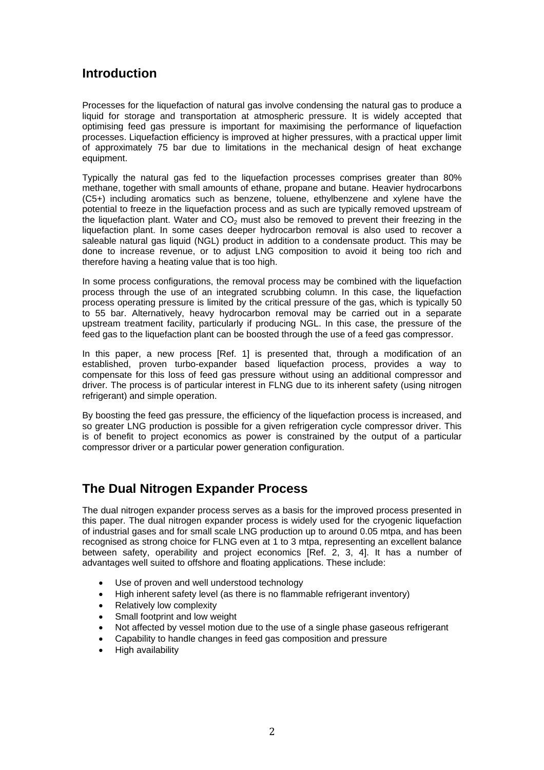## Introduction

Processes for the liquefaction of natural gas involve condensing the natural gas to produce a liquid for storage and transportation at atmospheric pressure. It is widely accepted that optimising feed gas pressure is important for maximising the performance of liquefaction processes. Liquefaction efficiency is improved at higher pressures, with a practical upper limit of approximately 75 bar due to limitations in the mechanical design of heat exchange equipment.

Typically the natural gas fed to the liquefaction processes comprises greater than 80% methane, together with small amounts of ethane, propane and butane. Heavier hydrocarbons (C5+) including aromatics such as benzene, toluene, ethylbenzene and xylene have the potential to freeze in the liquefaction process and as such are typically removed upstream of the liquefaction plant. Water and $CO_2$ must also be removed to prevent their freezing in the liquefaction plant. In some cases deeper hydrocarbon removal is also used to recover a saleable natural gas liquid (NGL) product in addition to a condensate product. This may be done to increase revenue, or to adjust LNG composition to avoid it being too rich and therefore having a heating value that is too high.

In some process configurations, the removal process may be combined with the liquefaction process through the use of an integrated scrubbing column. In this case, the liquefaction process operating pressure is limited by the critical pressure of the gas, which is typically 50 to 55 bar. Alternatively, heavy hydrocarbon removal may be carried out in a separate upstream treatment facility, particularly if producing NGL. In this case, the pressure of the feed gas to the liquefaction plant can be boosted through the use of a feed gas compressor.

In this paper, a new process [Ref. 1] is presented that, through a modification of an established, proven turbo-expander based liquefaction process, provides a way to compensate for this loss of feed gas pressure without using an additional compressor and driver. The process is of particular interest in FLNG due to its inherent safety (using nitrogen refrigerant) and simple operation.

By boosting the feed gas pressure, the efficiency of the liquefaction process is increased, and so greater LNG production is possible for a given refrigeration cycle compressor driver. This is of benefit to project economics as power is constrained by the output of a particular compressor driver or a particular power generation configuration.

## The Dual Nitrogen Expander Process

The dual nitrogen expander process serves as a basis for the improved process presented in this paper. The dual nitrogen expander process is widely used for the cryogenic liquefaction of industrial gases and for small scale LNG production up to around 0.05 mtpa, and has been recognised as strong choice for FLNG even at 1 to 3 mtpa, representing an excellent balance between safety, operability and project economics [Ref. 2, 3, 4]. It has a number of advantages well suited to offshore and floating applications. These include:

- Use of proven and well understood technology
- High inherent safety level (as there is no flammable refrigerant inventory)
- Relatively low complexity
- Small footprint and low weight
- Not affected by vessel motion due to the use of a single phase gaseous refrigerant
- Capability to handle changes in feed gas composition and pressure
- High availability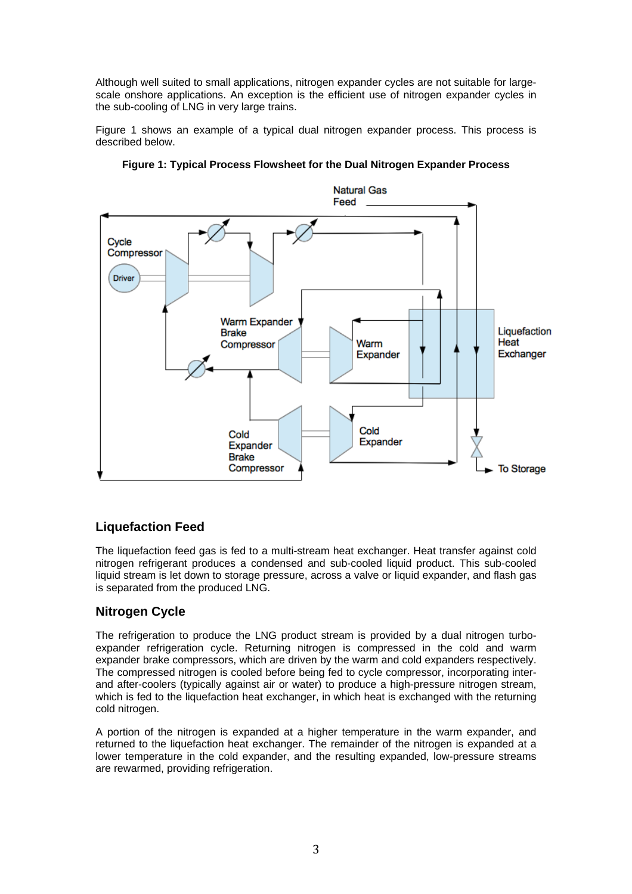Although well suited to small applications, nitrogen expander cycles are not suitable for large-scale onshore applications. An exception is the efficient use of nitrogen expander cycles in the sub-cooling of LNG in very large trains.

Figure 1 shows an example of a typical dual nitrogen expander process. This process is described below.

**Figure 1: Typical Process Flowsheet for the Dual Nitrogen Expander Process**

## Liquefaction Feed

The liquefaction feed gas is fed to a multi-stream heat exchanger. Heat transfer against cold nitrogen refrigerant produces a condensed and sub-cooled liquid product. This sub-cooled liquid stream is let down to storage pressure, across a valve or liquid expander, and flash gas is separated from the produced LNG.

## Nitrogen Cycle

The refrigeration to produce the LNG product stream is provided by a dual nitrogen turbo-expander refrigeration cycle. Returning nitrogen is compressed in the cold and warm expander brake compressors, which are driven by the warm and cold expanders respectively. The compressed nitrogen is cooled before being fed to cycle compressor, incorporating inter- and after-coolers (typically against air or water) to produce a high-pressure nitrogen stream, which is fed to the liquefaction heat exchanger, in which heat is exchanged with the returning cold nitrogen.

A portion of the nitrogen is expanded at a higher temperature in the warm expander, and returned to the liquefaction heat exchanger. The remainder of the nitrogen is expanded at a lower temperature in the cold expander, and the resulting expanded, low-pressure streams are rewarmed, providing refrigeration.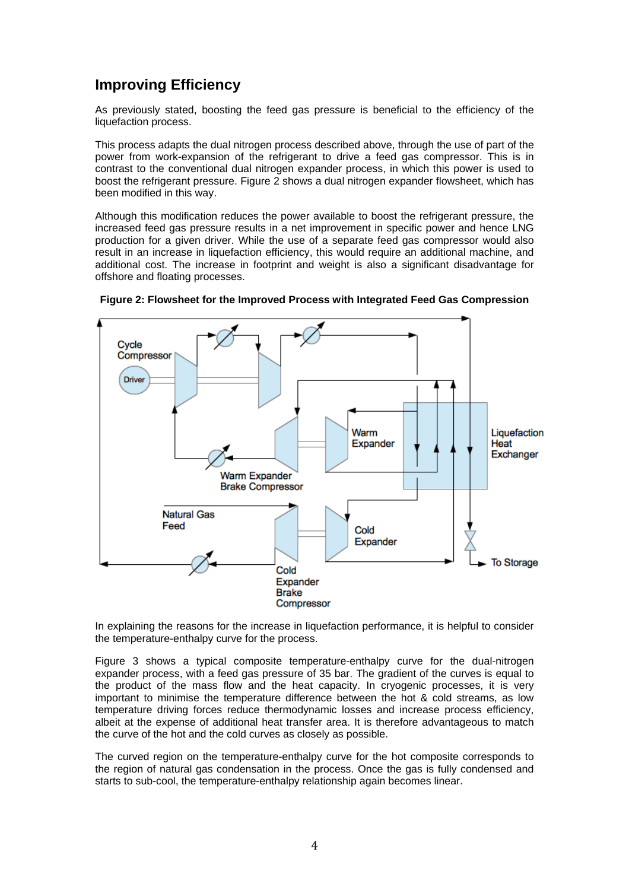## Improving Efficiency

As previously stated, boosting the feed gas pressure is beneficial to the efficiency of the liquefaction process.

This process adapts the dual nitrogen process described above, through the use of part of the power from work-expansion of the refrigerant to drive a feed gas compressor. This is in contrast to the conventional dual nitrogen expander process, in which this power is used to boost the refrigerant pressure. Figure 2 shows a dual nitrogen expander flowsheet, which has been modified in this way.

Although this modification reduces the power available to boost the refrigerant pressure, the increased feed gas pressure results in a net improvement in specific power and hence LNG production for a given driver. While the use of a separate feed gas compressor would also result in an increase in liquefaction efficiency, this would require an additional machine, and additional cost. The increase in footprint and weight is also a significant disadvantage for offshore and floating processes.

**Figure 2: Flowsheet for the Improved Process with Integrated Feed Gas Compression**

In explaining the reasons for the increase in liquefaction performance, it is helpful to consider the temperature-enthalpy curve for the process.

Figure 3 shows a typical composite temperature-enthalpy curve for the dual-nitrogen expander process, with a feed gas pressure of 35 bar. The gradient of the curves is equal to the product of the mass flow and the heat capacity. In cryogenic processes, it is very important to minimise the temperature difference between the hot & cold streams, as low temperature driving forces reduce thermodynamic losses and increase process efficiency, albeit at the expense of additional heat transfer area. It is therefore advantageous to match the curve of the hot and the cold curves as closely as possible.

The curved region on the temperature-enthalpy curve for the hot composite corresponds to the region of natural gas condensation in the process. Once the gas is fully condensed and starts to sub-cool, the temperature-enthalpy relationship again becomes linear.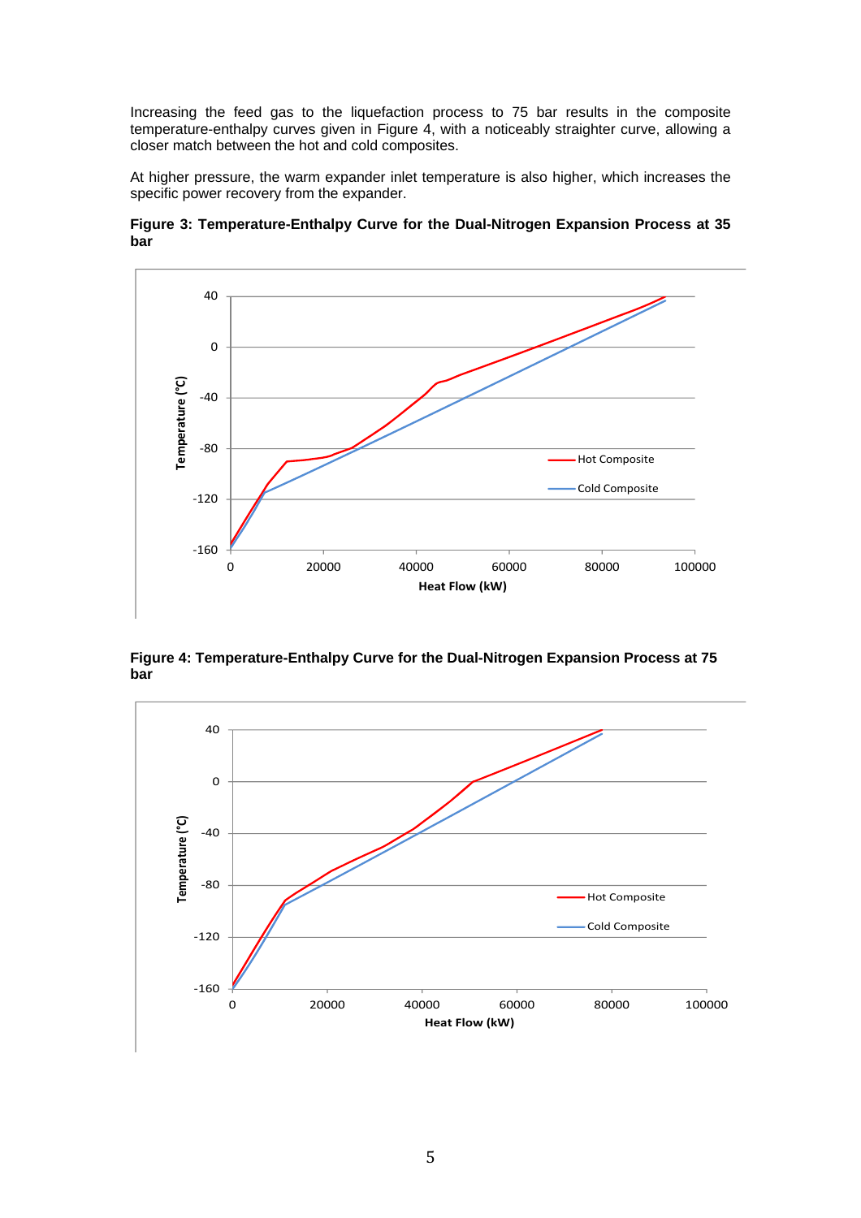Increasing the feed gas to the liquefaction process to 75 bar results in the composite temperature-enthalpy curves given in Figure 4, with a noticeably straighter curve, allowing a closer match between the hot and cold composites.

At higher pressure, the warm expander inlet temperature is also higher, which increases the specific power recovery from the expander.

**Figure 3: Temperature-Enthalpy Curve for the Dual-Nitrogen Expansion Process at 35 bar**

**Figure 4: Temperature-Enthalpy Curve for the Dual-Nitrogen Expansion Process at 75 bar**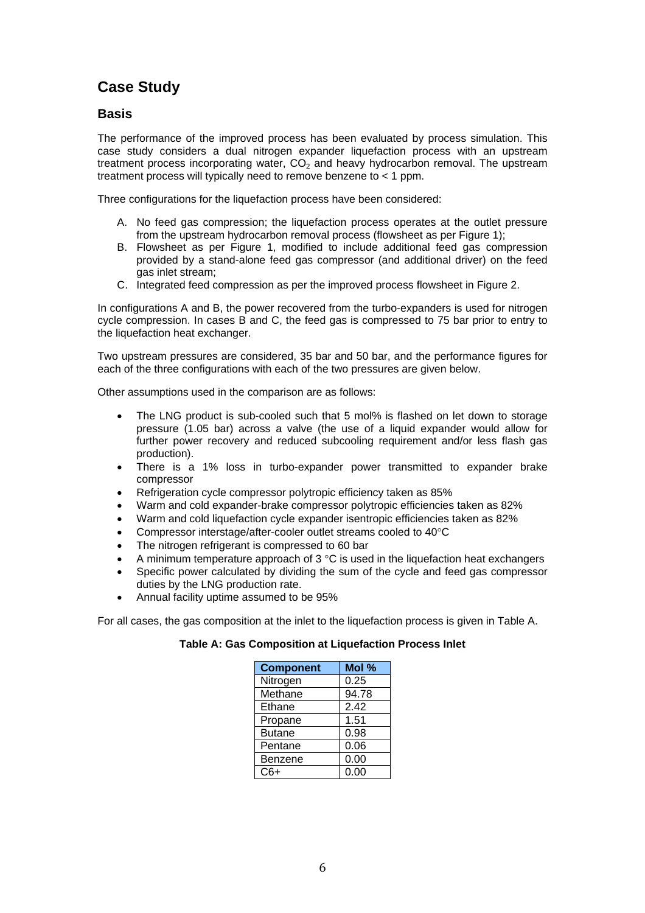## Case Study

### Basis

The performance of the improved process has been evaluated by process simulation. This case study considers a dual nitrogen expander liquefaction process with an upstream treatment process incorporating water, $CO_2$ and heavy hydrocarbon removal. The upstream treatment process will typically need to remove benzene to < 1 ppm.

Three configurations for the liquefaction process have been considered:

A. No feed gas compression; the liquefaction process operates at the outlet pressure from the upstream hydrocarbon removal process (flowsheet as per Figure 1);
B. Flowsheet as per Figure 1, modified to include additional feed gas compression provided by a stand-alone feed gas compressor (and additional driver) on the feed gas inlet stream;
C. Integrated feed compression as per the improved process flowsheet in Figure 2.

In configurations A and B, the power recovered from the turbo-expanders is used for nitrogen cycle compression. In cases B and C, the feed gas is compressed to 75 bar prior to entry to the liquefaction heat exchanger.

Two upstream pressures are considered, 35 bar and 50 bar, and the performance figures for each of the three configurations with each of the two pressures are given below.

Other assumptions used in the comparison are as follows:

- The LNG product is sub-cooled such that 5 mol% is flashed on let down to storage pressure (1.05 bar) across a valve (the use of a liquid expander would allow for further power recovery and reduced subcooling requirement and/or less flash gas production).
- There is a 1% loss in turbo-expander power transmitted to expander brake compressor
- Refrigeration cycle compressor polytropic efficiency taken as 85%
- Warm and cold expander-brake compressor polytropic efficiencies taken as 82%
- Warm and cold liquefaction cycle expander isentropic efficiencies taken as 82%
- Compressor interstage/after-cooler outlet streams cooled to 40°C
- The nitrogen refrigerant is compressed to 60 bar
- A minimum temperature approach of 3 °C is used in the liquefaction heat exchangers
- Specific power calculated by dividing the sum of the cycle and feed gas compressor duties by the LNG production rate.
- Annual facility uptime assumed to be 95%

For all cases, the gas composition at the inlet to the liquefaction process is given in Table A.

**Table A: Gas Composition at Liquefaction Process Inlet**

| Component | Mol % |
|---|---|
| Nitrogen | 0.25 |
| Methane | 94.78 |
| Ethane | 2.42 |
| Propane | 1.51 |
| Butane | 0.98 |
| Pentane | 0.06 |
| Benzene | 0.00 |
| C6+ | 0.00 |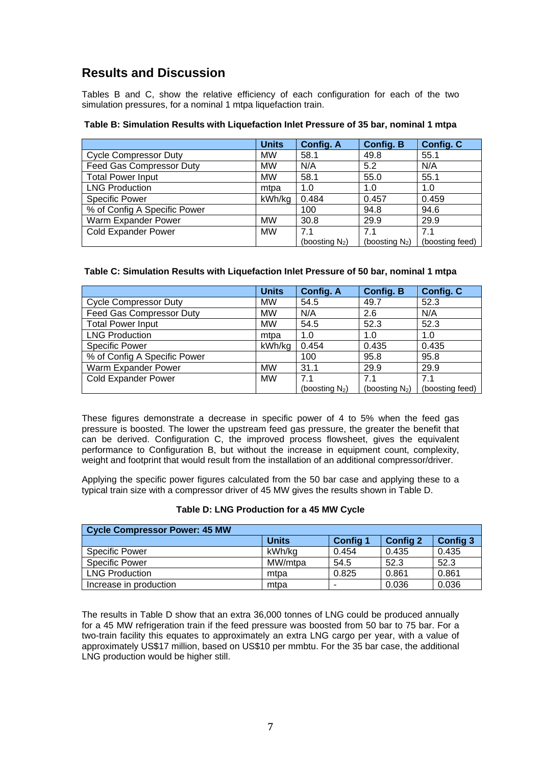## Results and Discussion

Tables B and C, show the relative efficiency of each configuration for each of the two simulation pressures, for a nominal 1 mtpa liquefaction train.

**Table B: Simulation Results with Liquefaction Inlet Pressure of 35 bar, nominal 1 mtpa**

| | Units | Config. A | Config. B | Config. C |
|---|---|---|---|---|
| Cycle Compressor Duty | MW | 58.1 | 49.8 | 55.1 |
| Feed Gas Compressor Duty | MW | N/A | 5.2 | N/A |
| Total Power Input | MW | 58.1 | 55.0 | 55.1 |
| LNG Production | mtpa | 1.0 | 1.0 | 1.0 |
| Specific Power | kWh/kg | 0.484 | 0.457 | 0.459 |
| % of Config A Specific Power | | 100 | 94.8 | 94.6 |
| Warm Expander Power | MW | 30.8 | 29.9 | 29.9 |
| Cold Expander Power | MW | 7.1 (boosting $N_2$) | 7.1 (boosting $N_2$) | 7.1 (boosting feed) |

**Table C: Simulation Results with Liquefaction Inlet Pressure of 50 bar, nominal 1 mtpa**

| | Units | Config. A | Config. B | Config. C |
|---|---|---|---|---|
| Cycle Compressor Duty | MW | 54.5 | 49.7 | 52.3 |
| Feed Gas Compressor Duty | MW | N/A | 2.6 | N/A |
| Total Power Input | MW | 54.5 | 52.3 | 52.3 |
| LNG Production | mtpa | 1.0 | 1.0 | 1.0 |
| Specific Power | kWh/kg | 0.454 | 0.435 | 0.435 |
| % of Config A Specific Power | | 100 | 95.8 | 95.8 |
| Warm Expander Power | MW | 31.1 | 29.9 | 29.9 |
| Cold Expander Power | MW | 7.1 (boosting $N_2$) | 7.1 (boosting $N_2$) | 7.1 (boosting feed) |

These figures demonstrate a decrease in specific power of 4 to 5% when the feed gas pressure is boosted. The lower the upstream feed gas pressure, the greater the benefit that can be derived. Configuration C, the improved process flowsheet, gives the equivalent performance to Configuration B, but without the increase in equipment count, complexity, weight and footprint that would result from the installation of an additional compressor/driver.

Applying the specific power figures calculated from the 50 bar case and applying these to a typical train size with a compressor driver of 45 MW gives the results shown in Table D.

**Table D: LNG Production for a 45 MW Cycle**

| Cycle Compressor Power: 45 MW | | | | |
|---|---|---|---|---|
| | Units | Config 1 | Config 2 | Config 3 |
| Specific Power | kWh/kg | 0.454 | 0.435 | 0.435 |
| Specific Power | MW/mtpa | 54.5 | 52.3 | 52.3 |
| LNG Production | mtpa | 0.825 | 0.861 | 0.861 |
| Increase in production | mtpa | - | 0.036 | 0.036 |

The results in Table D show that an extra 36,000 tonnes of LNG could be produced annually for a 45 MW refrigeration train if the feed pressure was boosted from 50 bar to 75 bar. For a two-train facility this equates to approximately an extra LNG cargo per year, with a value of approximately US$17 million, based on US$10 per mmbtu. For the 35 bar case, the additional LNG production would be higher still.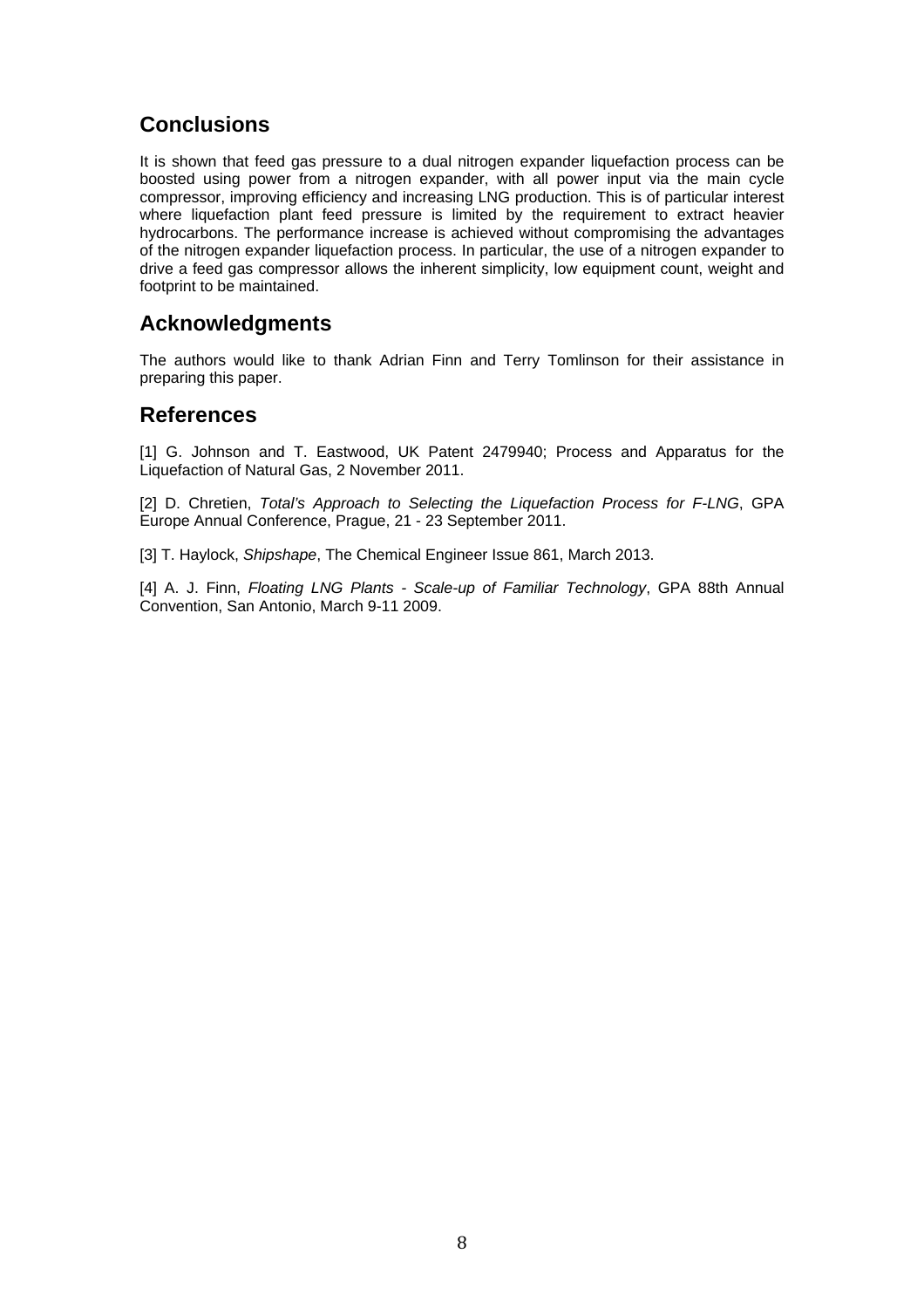## Conclusions

It is shown that feed gas pressure to a dual nitrogen expander liquefaction process can be boosted using power from a nitrogen expander, with all power input via the main cycle compressor, improving efficiency and increasing LNG production. This is of particular interest where liquefaction plant feed pressure is limited by the requirement to extract heavier hydrocarbons. The performance increase is achieved without compromising the advantages of the nitrogen expander liquefaction process. In particular, the use of a nitrogen expander to drive a feed gas compressor allows the inherent simplicity, low equipment count, weight and footprint to be maintained.

## Acknowledgments

The authors would like to thank Adrian Finn and Terry Tomlinson for their assistance in preparing this paper.

## References

[1] G. Johnson and T. Eastwood, UK Patent 2479940; Process and Apparatus for the Liquefaction of Natural Gas, 2 November 2011.

[2] D. Chretien, *Total's Approach to Selecting the Liquefaction Process for F-LNG*, GPA Europe Annual Conference, Prague, 21 - 23 September 2011.

[3] T. Haylock, *Shipshape*, The Chemical Engineer Issue 861, March 2013.

[4] A. J. Finn, *Floating LNG Plants - Scale-up of Familiar Technology*, GPA 88th Annual Convention, San Antonio, March 9-11 2009.